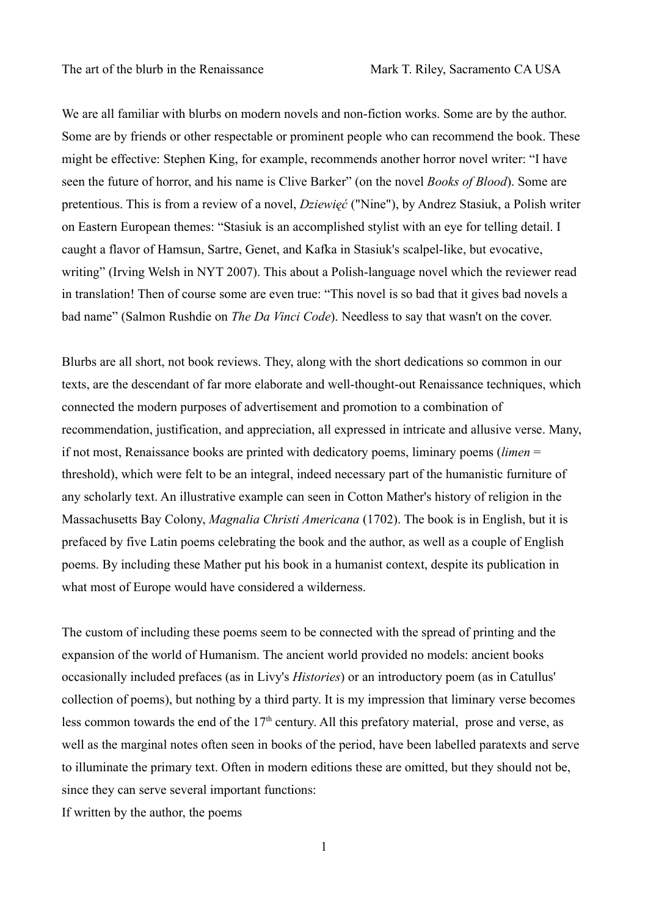The art of the blurb in the Renaissance Mark T. Riley, Sacramento CA USA

We are all familiar with blurbs on modern novels and non-fiction works. Some are by the author. Some are by friends or other respectable or prominent people who can recommend the book. These might be effective: Stephen King, for example, recommends another horror novel writer: "I have seen the future of horror, and his name is Clive Barker" (on the novel *Books of Blood*). Some are pretentious. This is from a review of a novel, *Dziewięć* ("Nine"), by Andrez Stasiuk, a Polish writer on Eastern European themes: "Stasiuk is an accomplished stylist with an eye for telling detail. I caught a flavor of Hamsun, Sartre, Genet, and Kafka in Stasiuk's scalpel-like, but evocative, writing" (Irving Welsh in NYT 2007). This about a Polish-language novel which the reviewer read in translation! Then of course some are even true: "This novel is so bad that it gives bad novels a bad name" (Salmon Rushdie on *The Da Vinci Code*). Needless to say that wasn't on the cover.

Blurbs are all short, not book reviews. They, along with the short dedications so common in our texts, are the descendant of far more elaborate and well-thought-out Renaissance techniques, which connected the modern purposes of advertisement and promotion to a combination of recommendation, justification, and appreciation, all expressed in intricate and allusive verse. Many, if not most, Renaissance books are printed with dedicatory poems, liminary poems (*limen* = threshold), which were felt to be an integral, indeed necessary part of the humanistic furniture of any scholarly text. An illustrative example can seen in Cotton Mather's history of religion in the Massachusetts Bay Colony, *Magnalia Christi Americana* (1702). The book is in English, but it is prefaced by five Latin poems celebrating the book and the author, as well as a couple of English poems. By including these Mather put his book in a humanist context, despite its publication in what most of Europe would have considered a wilderness.

The custom of including these poems seem to be connected with the spread of printing and the expansion of the world of Humanism. The ancient world provided no models: ancient books occasionally included prefaces (as in Livy's *Histories*) or an introductory poem (as in Catullus' collection of poems), but nothing by a third party. It is my impression that liminary verse becomes less common towards the end of the 17th century. All this prefatory material, prose and verse, as well as the marginal notes often seen in books of the period, have been labelled paratexts and serve to illuminate the primary text. Often in modern editions these are omitted, but they should not be, since they can serve several important functions:

If written by the author, the poems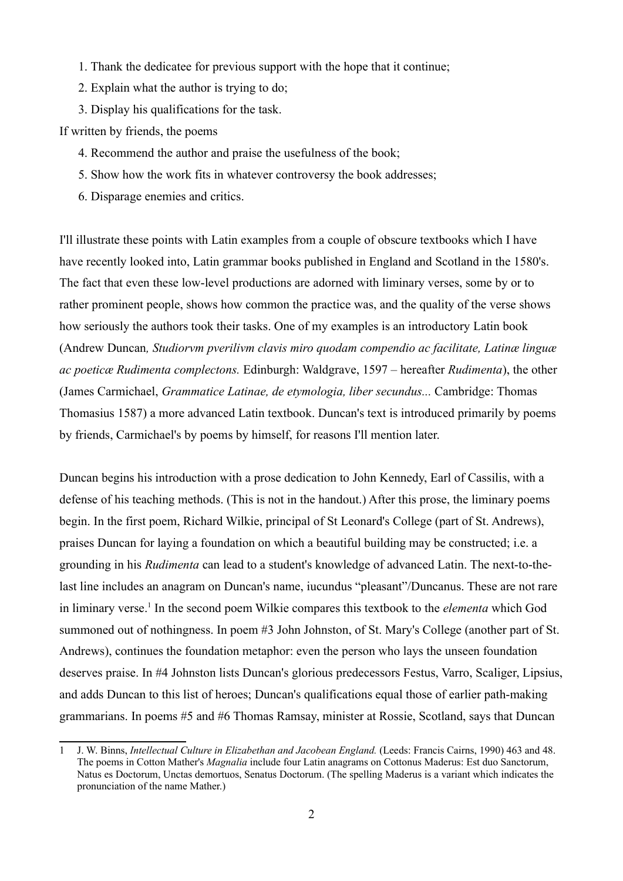1. Thank the dedicatee for previous support with the hope that it continue;
2. Explain what the author is trying to do;
3. Display his qualifications for the task.

If written by friends, the poems

4. Recommend the author and praise the usefulness of the book;
5. Show how the work fits in whatever controversy the book addresses;
6. Disparage enemies and critics.

I'll illustrate these points with Latin examples from a couple of obscure textbooks which I have have recently looked into, Latin grammar books published in England and Scotland in the 1580's. The fact that even these low-level productions are adorned with liminary verses, some by or to rather prominent people, shows how common the practice was, and the quality of the verse shows how seriously the authors took their tasks. One of my examples is an introductory Latin book (Andrew Duncan*, Studiorvm pverilivm clavis miro quodam compendio ac facilitate, Latinæ linguæ ac poeticæ Rudimenta complectons.* Edinburgh: Waldgrave, 1597 – hereafter *Rudimenta*), the other (James Carmichael, *Grammatice Latinae, de etymologia, liber secundus...* Cambridge: Thomas Thomasius 1587) a more advanced Latin textbook. Duncan's text is introduced primarily by poems by friends, Carmichael's by poems by himself, for reasons I'll mention later.

Duncan begins his introduction with a prose dedication to John Kennedy, Earl of Cassilis, with a defense of his teaching methods. (This is not in the handout.) After this prose, the liminary poems begin. In the first poem, Richard Wilkie, principal of St Leonard's College (part of St. Andrews), praises Duncan for laying a foundation on which a beautiful building may be constructed; i.e. a grounding in his *Rudimenta* can lead to a student's knowledge of advanced Latin. The next-to-the-last line includes an anagram on Duncan's name, iucundus "pleasant"/Duncanus. These are not rare in liminary verse.[1] In the second poem Wilkie compares this textbook to the *elementa* which God summoned out of nothingness. In poem #3 John Johnston, of St. Mary's College (another part of St. Andrews), continues the foundation metaphor: even the person who lays the unseen foundation deserves praise. In #4 Johnston lists Duncan's glorious predecessors Festus, Varro, Scaliger, Lipsius, and adds Duncan to this list of heroes; Duncan's qualifications equal those of earlier path-making grammarians. In poems #5 and #6 Thomas Ramsay, minister at Rossie, Scotland, says that Duncan

---

1 J. W. Binns, *Intellectual Culture in Elizabethan and Jacobean England.* (Leeds: Francis Cairns, 1990) 463 and 48. The poems in Cotton Mather's *Magnalia* include four Latin anagrams on Cottonus Maderus: Est duo Sanctorum, Natus es Doctorum, Unctas demortuos, Senatus Doctorum. (The spelling Maderus is a variant which indicates the pronunciation of the name Mather.)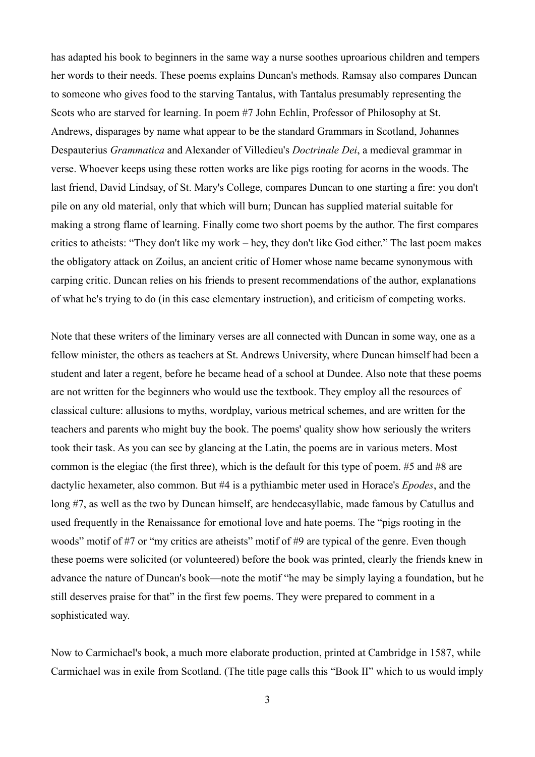has adapted his book to beginners in the same way a nurse soothes uproarious children and tempers her words to their needs. These poems explains Duncan's methods. Ramsay also compares Duncan to someone who gives food to the starving Tantalus, with Tantalus presumably representing the Scots who are starved for learning. In poem #7 John Echlin, Professor of Philosophy at St. Andrews, disparages by name what appear to be the standard Grammars in Scotland, Johannes Despauterius *Grammatica* and Alexander of Villedieu's *Doctrinale Dei*, a medieval grammar in verse. Whoever keeps using these rotten works are like pigs rooting for acorns in the woods. The last friend, David Lindsay, of St. Mary's College, compares Duncan to one starting a fire: you don't pile on any old material, only that which will burn; Duncan has supplied material suitable for making a strong flame of learning. Finally come two short poems by the author. The first compares critics to atheists: "They don't like my work – hey, they don't like God either." The last poem makes the obligatory attack on Zoilus, an ancient critic of Homer whose name became synonymous with carping critic. Duncan relies on his friends to present recommendations of the author, explanations of what he's trying to do (in this case elementary instruction), and criticism of competing works.

Note that these writers of the liminary verses are all connected with Duncan in some way, one as a fellow minister, the others as teachers at St. Andrews University, where Duncan himself had been a student and later a regent, before he became head of a school at Dundee. Also note that these poems are not written for the beginners who would use the textbook. They employ all the resources of classical culture: allusions to myths, wordplay, various metrical schemes, and are written for the teachers and parents who might buy the book. The poems' quality show how seriously the writers took their task. As you can see by glancing at the Latin, the poems are in various meters. Most common is the elegiac (the first three), which is the default for this type of poem. #5 and #8 are dactylic hexameter, also common. But #4 is a pythiambic meter used in Horace's *Epodes*, and the long #7, as well as the two by Duncan himself, are hendecasyllabic, made famous by Catullus and used frequently in the Renaissance for emotional love and hate poems. The "pigs rooting in the woods" motif of #7 or "my critics are atheists" motif of #9 are typical of the genre. Even though these poems were solicited (or volunteered) before the book was printed, clearly the friends knew in advance the nature of Duncan's book—note the motif "he may be simply laying a foundation, but he still deserves praise for that" in the first few poems. They were prepared to comment in a sophisticated way.

Now to Carmichael's book, a much more elaborate production, printed at Cambridge in 1587, while Carmichael was in exile from Scotland. (The title page calls this "Book II" which to us would imply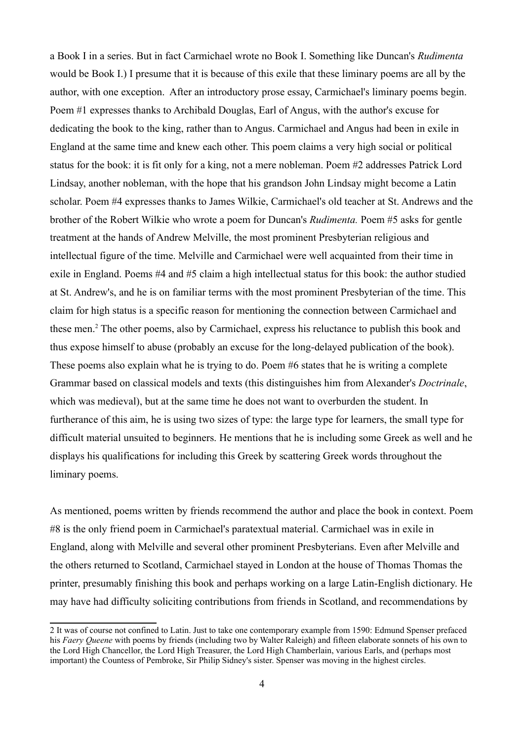a Book I in a series. But in fact Carmichael wrote no Book I. Something like Duncan's *Rudimenta* would be Book I.) I presume that it is because of this exile that these liminary poems are all by the author, with one exception. After an introductory prose essay, Carmichael's liminary poems begin. Poem #1 expresses thanks to Archibald Douglas, Earl of Angus, with the author's excuse for dedicating the book to the king, rather than to Angus. Carmichael and Angus had been in exile in England at the same time and knew each other. This poem claims a very high social or political status for the book: it is fit only for a king, not a mere nobleman. Poem #2 addresses Patrick Lord Lindsay, another nobleman, with the hope that his grandson John Lindsay might become a Latin scholar. Poem #4 expresses thanks to James Wilkie, Carmichael's old teacher at St. Andrews and the brother of the Robert Wilkie who wrote a poem for Duncan's *Rudimenta.* Poem #5 asks for gentle treatment at the hands of Andrew Melville, the most prominent Presbyterian religious and intellectual figure of the time. Melville and Carmichael were well acquainted from their time in exile in England. Poems #4 and #5 claim a high intellectual status for this book: the author studied at St. Andrew's, and he is on familiar terms with the most prominent Presbyterian of the time. This claim for high status is a specific reason for mentioning the connection between Carmichael and these men.[2] The other poems, also by Carmichael, express his reluctance to publish this book and thus expose himself to abuse (probably an excuse for the long-delayed publication of the book). These poems also explain what he is trying to do. Poem #6 states that he is writing a complete Grammar based on classical models and texts (this distinguishes him from Alexander's *Doctrinale*, which was medieval), but at the same time he does not want to overburden the student. In furtherance of this aim, he is using two sizes of type: the large type for learners, the small type for difficult material unsuited to beginners. He mentions that he is including some Greek as well and he displays his qualifications for including this Greek by scattering Greek words throughout the liminary poems.

As mentioned, poems written by friends recommend the author and place the book in context. Poem #8 is the only friend poem in Carmichael's paratextual material. Carmichael was in exile in England, along with Melville and several other prominent Presbyterians. Even after Melville and the others returned to Scotland, Carmichael stayed in London at the house of Thomas Thomas the printer, presumably finishing this book and perhaps working on a large Latin-English dictionary. He may have had difficulty soliciting contributions from friends in Scotland, and recommendations by

2 It was of course not confined to Latin. Just to take one contemporary example from 1590: Edmund Spenser prefaced his *Faery Queene* with poems by friends (including two by Walter Raleigh) and fifteen elaborate sonnets of his own to the Lord High Chancellor, the Lord High Treasurer, the Lord High Chamberlain, various Earls, and (perhaps most important) the Countess of Pembroke, Sir Philip Sidney's sister. Spenser was moving in the highest circles.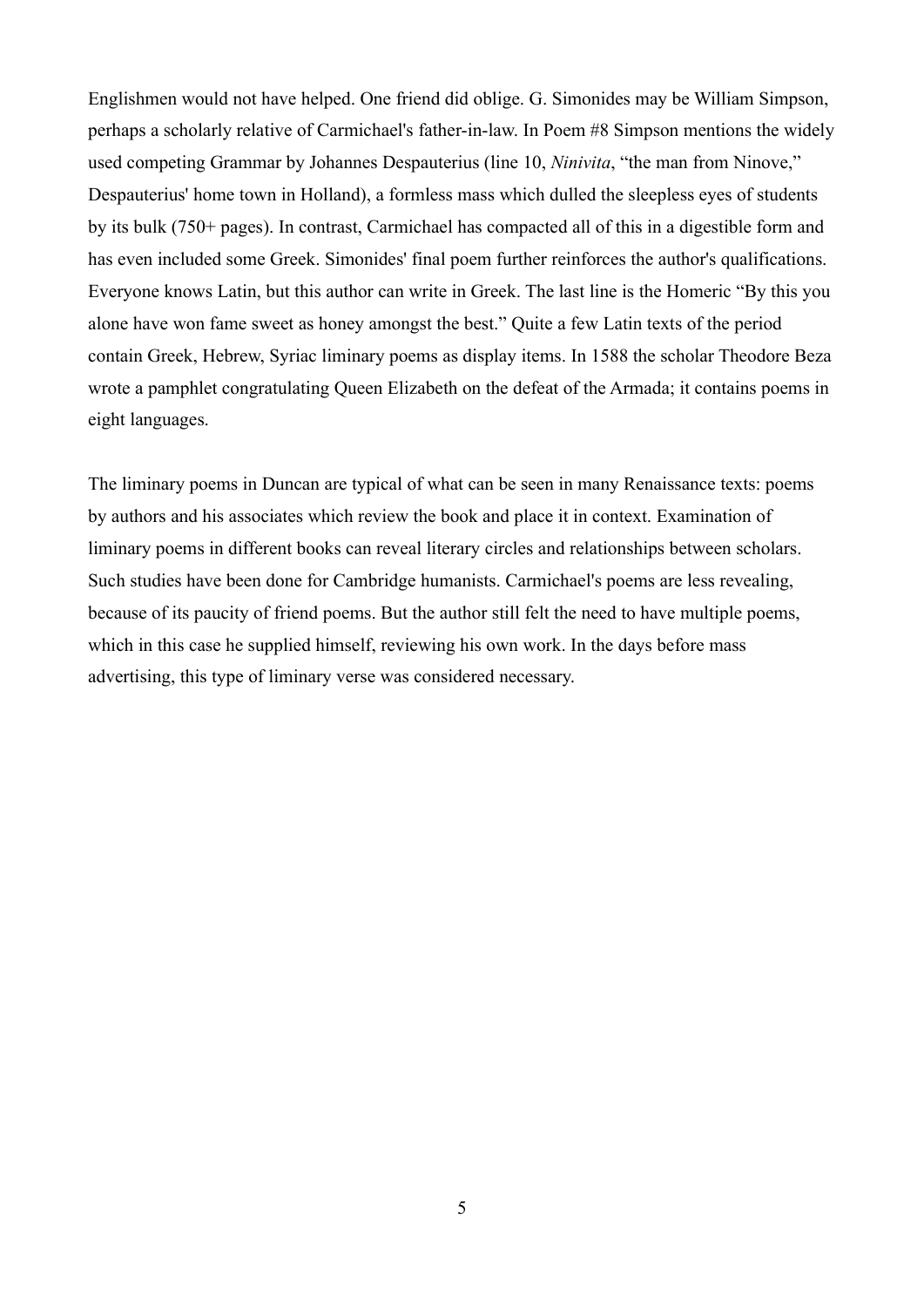Englishmen would not have helped. One friend did oblige. G. Simonides may be William Simpson, perhaps a scholarly relative of Carmichael's father-in-law. In Poem #8 Simpson mentions the widely used competing Grammar by Johannes Despauterius (line 10, *Ninivita*, "the man from Ninove," Despauterius' home town in Holland), a formless mass which dulled the sleepless eyes of students by its bulk (750+ pages). In contrast, Carmichael has compacted all of this in a digestible form and has even included some Greek. Simonides' final poem further reinforces the author's qualifications. Everyone knows Latin, but this author can write in Greek. The last line is the Homeric "By this you alone have won fame sweet as honey amongst the best." Quite a few Latin texts of the period contain Greek, Hebrew, Syriac liminary poems as display items. In 1588 the scholar Theodore Beza wrote a pamphlet congratulating Queen Elizabeth on the defeat of the Armada; it contains poems in eight languages.

The liminary poems in Duncan are typical of what can be seen in many Renaissance texts: poems by authors and his associates which review the book and place it in context. Examination of liminary poems in different books can reveal literary circles and relationships between scholars. Such studies have been done for Cambridge humanists. Carmichael's poems are less revealing, because of its paucity of friend poems. But the author still felt the need to have multiple poems, which in this case he supplied himself, reviewing his own work. In the days before mass advertising, this type of liminary verse was considered necessary.